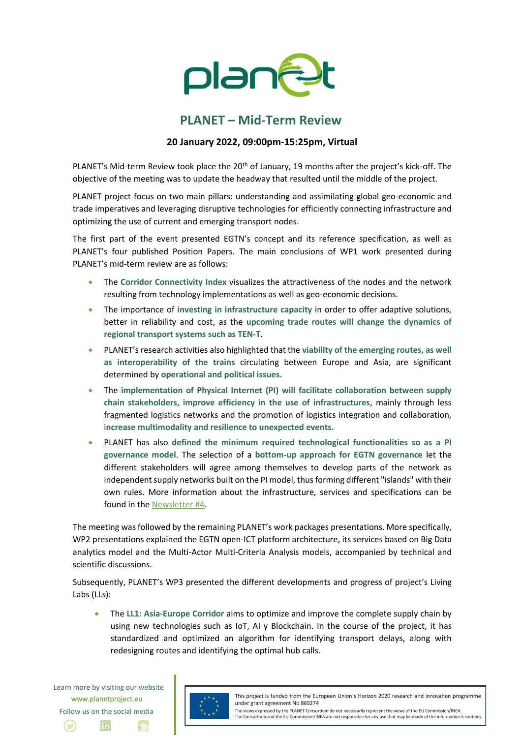# PLANET – Mid-Term Review

**20 January 2022, 09:00pm-15:25pm, Virtual**

PLANET's Mid-term Review took place the 20th of January, 19 months after the project's kick-off. The objective of the meeting was to update the headway that resulted until the middle of the project.

PLANET project focus on two main pillars: understanding and assimilating global geo-economic and trade imperatives and leveraging disruptive technologies for efficiently connecting infrastructure and optimizing the use of current and emerging transport nodes.

The first part of the event presented EGTN's concept and its reference specification, as well as PLANET's four published Position Papers. The main conclusions of WP1 work presented during PLANET's mid-term review are as follows:

- The **Corridor Connectivity Index** visualizes the attractiveness of the nodes and the network resulting from technology implementations as well as geo-economic decisions.
- The importance of **investing in infrastructure capacity** in order to offer adaptive solutions, better in reliability and cost, as the **upcoming trade routes will change the dynamics of regional transport systems such as TEN-T**.
- PLANET's research activities also highlighted that the **viability of the emerging routes, as well as interoperability of the trains** circulating between Europe and Asia, are significant determined by **operational and political issues**.
- The **implementation of Physical Internet (PI) will facilitate collaboration between supply chain stakeholders**, **improve efficiency in the use of infrastructures**, mainly through less fragmented logistics networks and the promotion of logistics integration and collaboration, **increase multimodality and resilience to unexpected events.**
- PLANET has also **defined the minimum required technological functionalities so as a PI governance model**. The selection of a **bottom-up approach for EGTN governance** let the different stakeholders will agree among themselves to develop parts of the network as independent supply networks built on the PI model, thus forming different "islands" with their own rules. More information about the infrastructure, services and specifications can be found in the Newsletter #4.

The meeting was followed by the remaining PLANET's work packages presentations. More specifically, WP2 presentations explained the EGTN open-ICT platform architecture, its services based on Big Data analytics model and the Multi-Actor Multi-Criteria Analysis models, accompanied by technical and scientific discussions.

Subsequently, PLANET's WP3 presented the different developments and progress of project's Living Labs (LLs):

- The **LL1: Asia-Europe Corridor** aims to optimize and improve the complete supply chain by using new technologies such as IoT, AI y Blockchain. In the course of the project, it has standardized and optimized an algorithm for identifying transport delays, along with redesigning routes and identifying the optimal hub calls.

Learn more by visiting our website
www.planetproject.eu
Follow us on the social media

This project is funded from the European Union´s Horizon 2020 research and innovation programme under grant agreement No 860274
The views expressed by the PLANET Consortium do not necessarily represent the views of the EU Commission/INEA.
The Consortium and the EU Commission/INEA are not responsible for any use that may be made of the information it contains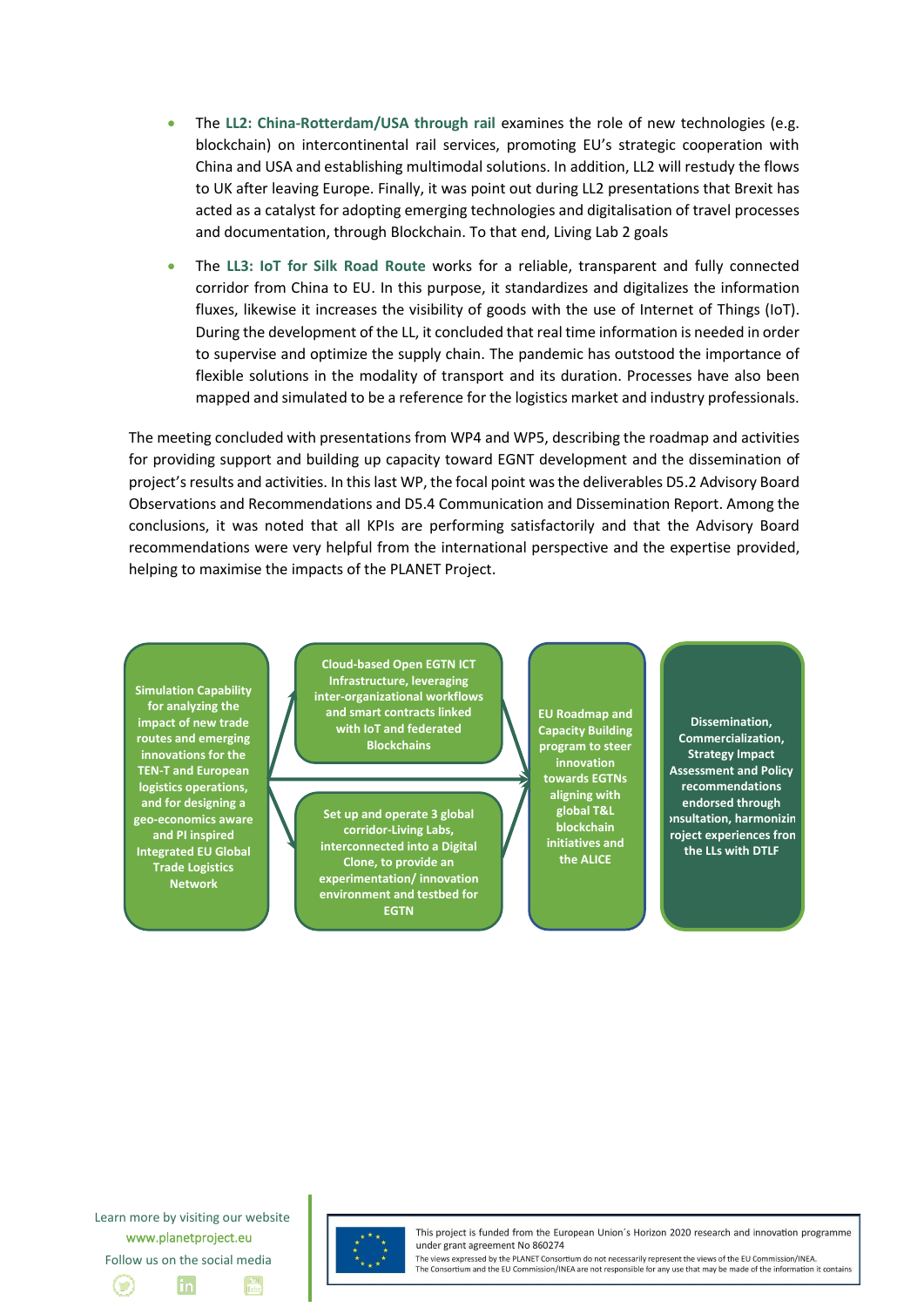- The **LL2: China-Rotterdam/USA through rail** examines the role of new technologies (e.g. blockchain) on intercontinental rail services, promoting EU's strategic cooperation with China and USA and establishing multimodal solutions. In addition, LL2 will restudy the flows to UK after leaving Europe. Finally, it was point out during LL2 presentations that Brexit has acted as a catalyst for adopting emerging technologies and digitalisation of travel processes and documentation, through Blockchain. To that end, Living Lab 2 goals
- The **LL3: IoT for Silk Road Route** works for a reliable, transparent and fully connected corridor from China to EU. In this purpose, it standardizes and digitalizes the information fluxes, likewise it increases the visibility of goods with the use of Internet of Things (IoT). During the development of the LL, it concluded that real time information is needed in order to supervise and optimize the supply chain. The pandemic has outstood the importance of flexible solutions in the modality of transport and its duration. Processes have also been mapped and simulated to be a reference for the logistics market and industry professionals.

The meeting concluded with presentations from WP4 and WP5, describing the roadmap and activities for providing support and building up capacity toward EGNT development and the dissemination of project's results and activities. In this last WP, the focal point was the deliverables D5.2 Advisory Board Observations and Recommendations and D5.4 Communication and Dissemination Report. Among the conclusions, it was noted that all KPIs are performing satisfactorily and that the Advisory Board recommendations were very helpful from the international perspective and the expertise provided, helping to maximise the impacts of the PLANET Project.

Simulation Capability for analyzing the impact of new trade routes and emerging innovations for the TEN-T and European logistics operations, and for designing a geo-economics aware and PI inspired Integrated EU Global Trade Logistics Network

Cloud-based Open EGTN ICT Infrastructure, leveraging inter-organizational workflows and smart contracts linked with IoT and federated Blockchains

Set up and operate 3 global corridor-Living Labs, interconnected into a Digital Clone, to provide an experimentation/ innovation environment and testbed for EGTN

EU Roadmap and Capacity Building program to steer innovation towards EGTNs aligning with global T&L blockchain initiatives and the ALICE

Dissemination, Commercialization, Strategy Impact Assessment and Policy recommendations endorsed through onsultation, harmonizin roject experiences fron the LLs with DTLF

Learn more by visiting our website
www.planetproject.eu
Follow us on the social media

This project is funded from the European Union´s Horizon 2020 research and innovation programme under grant agreement No 860274
The views expressed by the PLANET Consortium do not necessarily represent the views of the EU Commission/INEA.
The Consortium and the EU Commission/INEA are not responsible for any use that may be made of the information it contains